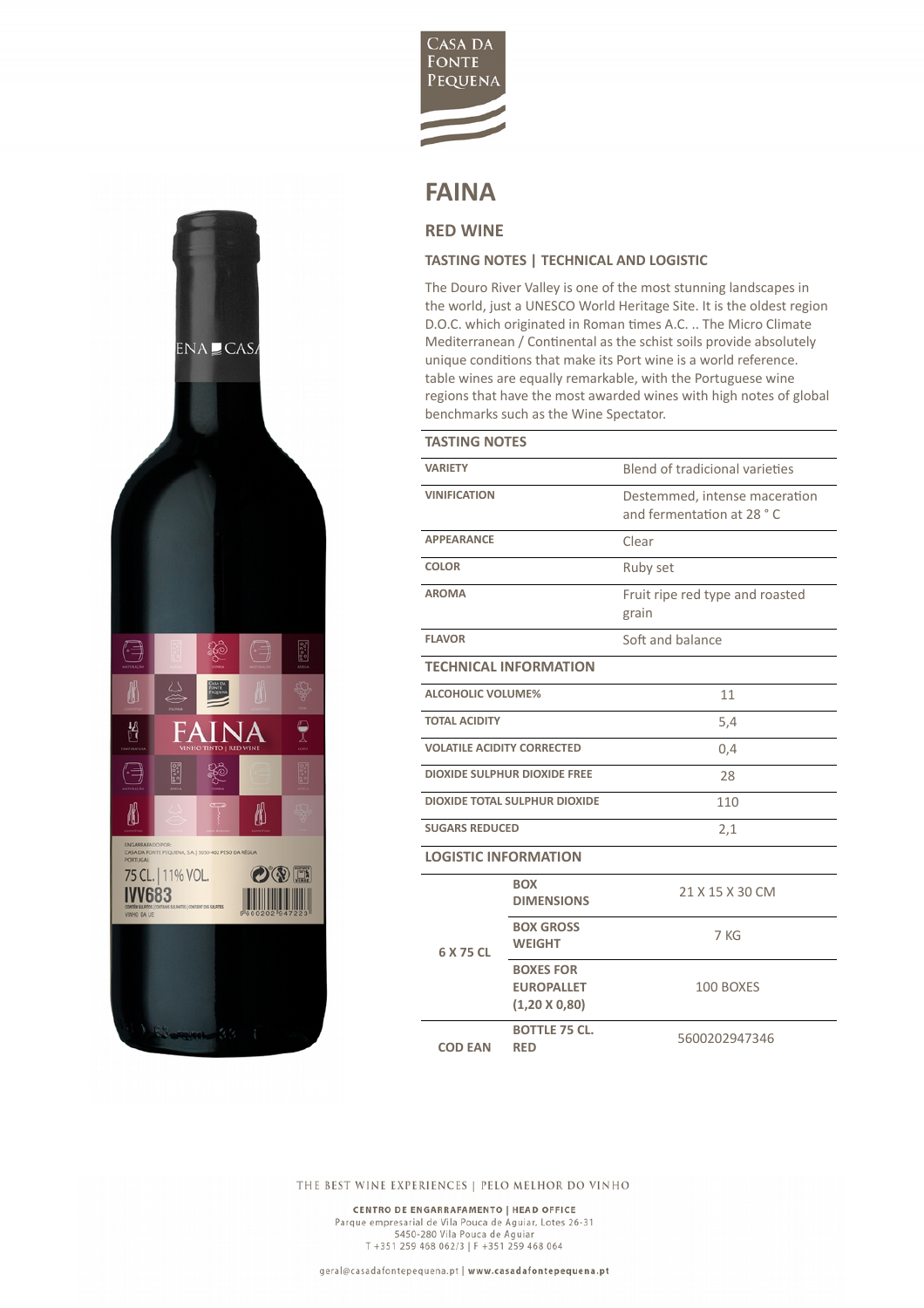CASA DA FONTE PEQUENA

# FAINA

## RED WINE

### TASTING NOTES | TECHNICAL AND LOGISTIC

The Douro River Valley is one of the most stunning landscapes in the world, just a UNESCO World Heritage Site. It is the oldest region D.O.C. which originated in Roman times A.C. .. The Micro Climate Mediterranean / Continental as the schist soils provide absolutely unique conditions that make its Port wine is a world reference. table wines are equally remarkable, with the Portuguese wine regions that have the most awarded wines with high notes of global benchmarks such as the Wine Spectator.

| TASTING NOTES | |
|---|---|
| VARIETY | Blend of tradicional varieties |
| VINIFICATION | Destemmed, intense maceration and fermentation at 28 ° C |
| APPEARANCE | Clear |
| COLOR | Ruby set |
| AROMA | Fruit ripe red type and roasted grain |
| FLAVOR | Soft and balance |

| TECHNICAL INFORMATION | |
|---|---|
| ALCOHOLIC VOLUME% | 11 |
| TOTAL ACIDITY | 5,4 |
| VOLATILE ACIDITY CORRECTED | 0,4 |
| DIOXIDE SULPHUR DIOXIDE FREE | 28 |
| DIOXIDE TOTAL SULPHUR DIOXIDE | 110 |
| SUGARS REDUCED | 2,1 |

| LOGISTIC INFORMATION | | |
|---|---|---|
| 6 X 75 CL | BOX DIMENSIONS | 21 X 15 X 30 CM |
| | BOX GROSS WEIGHT | 7 KG |
| | BOXES FOR EUROPALLET (1,20 X 0,80) | 100 BOXES |
| COD EAN | BOTTLE 75 CL. RED | 5600202947346 |

THE BEST WINE EXPERIENCES | PELO MELHOR DO VINHO

**CENTRO DE ENGARRAFAMENTO | HEAD OFFICE**
Parque empresarial de Vila Pouca de Aguiar, Lotes 26-31
5450-280 Vila Pouca de Aguiar
T +351 259 468 062/3 | F +351 259 468 064

geral@casadafontepequena.pt | **www.casadafontepequena.pt**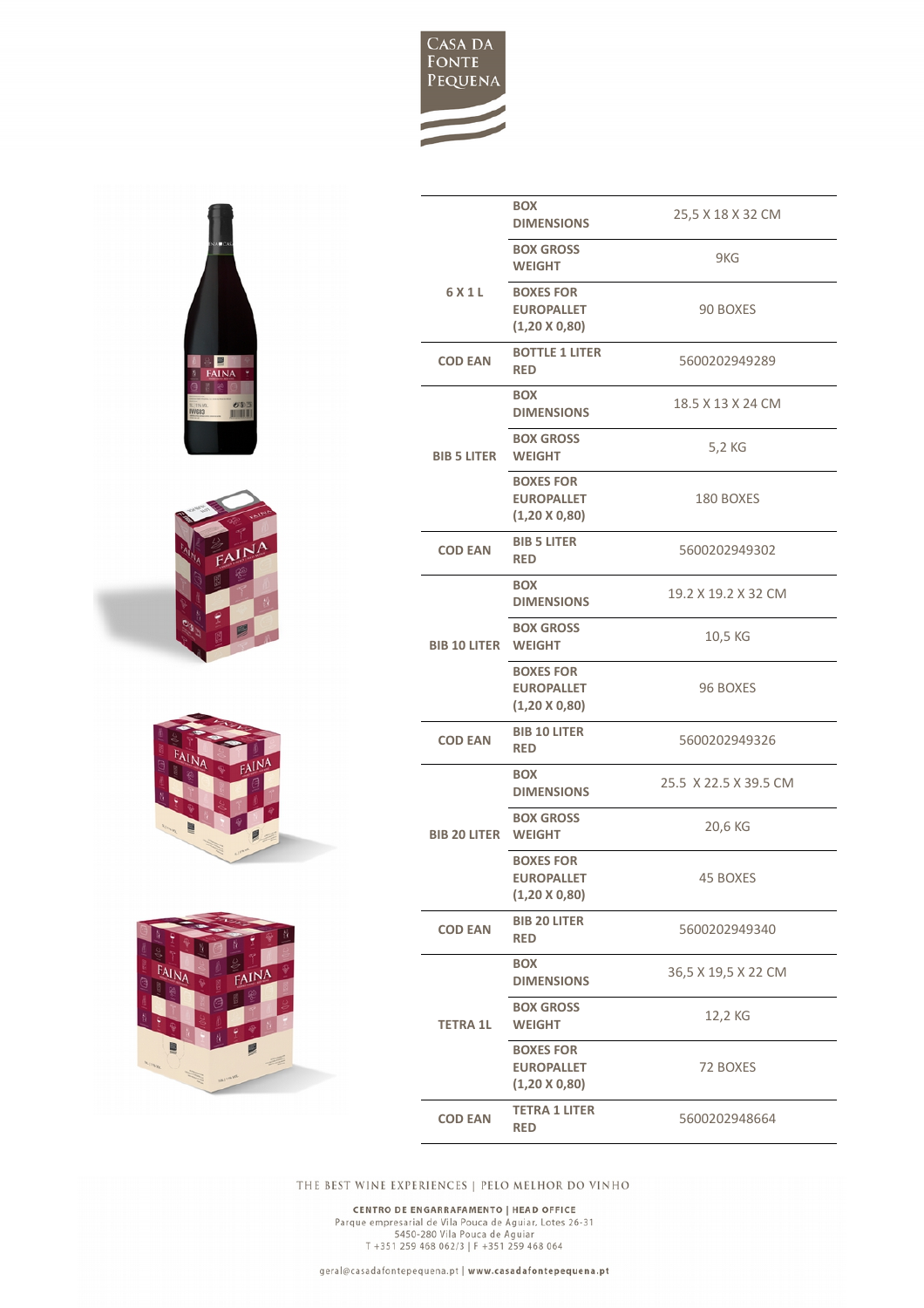CASA DA FONTE PEQUENA

| | | |
|---|---|---|
| 6 X 1 L | BOX DIMENSIONS | 25,5 X 18 X 32 CM |
| | BOX GROSS WEIGHT | 9KG |
| | BOXES FOR EUROPALLET (1,20 X 0,80) | 90 BOXES |
| COD EAN | BOTTLE 1 LITER RED | 5600202949289 |
| BIB 5 LITER | BOX DIMENSIONS | 18.5 X 13 X 24 CM |
| | BOX GROSS WEIGHT | 5,2 KG |
| | BOXES FOR EUROPALLET (1,20 X 0,80) | 180 BOXES |
| COD EAN | BIB 5 LITER RED | 5600202949302 |
| BIB 10 LITER | BOX DIMENSIONS | 19.2 X 19.2 X 32 CM |
| | BOX GROSS WEIGHT | 10,5 KG |
| | BOXES FOR EUROPALLET (1,20 X 0,80) | 96 BOXES |
| COD EAN | BIB 10 LITER RED | 5600202949326 |
| BIB 20 LITER | BOX DIMENSIONS | 25.5 X 22.5 X 39.5 CM |
| | BOX GROSS WEIGHT | 20,6 KG |
| | BOXES FOR EUROPALLET (1,20 X 0,80) | 45 BOXES |
| COD EAN | BIB 20 LITER RED | 5600202949340 |
| TETRA 1L | BOX DIMENSIONS | 36,5 X 19,5 X 22 CM |
| | BOX GROSS WEIGHT | 12,2 KG |
| | BOXES FOR EUROPALLET (1,20 X 0,80) | 72 BOXES |
| COD EAN | TETRA 1 LITER RED | 5600202948664 |

THE BEST WINE EXPERIENCES | PELO MELHOR DO VINHO

**CENTRO DE ENGARRAFAMENTO | HEAD OFFICE**
Parque empresarial de Vila Pouca de Aguiar, Lotes 26-31
5450-280 Vila Pouca de Aguiar
T +351 259 468 062/3 | F +351 259 468 064

geral@casadafontepequena.pt | **www.casadafontepequena.pt**